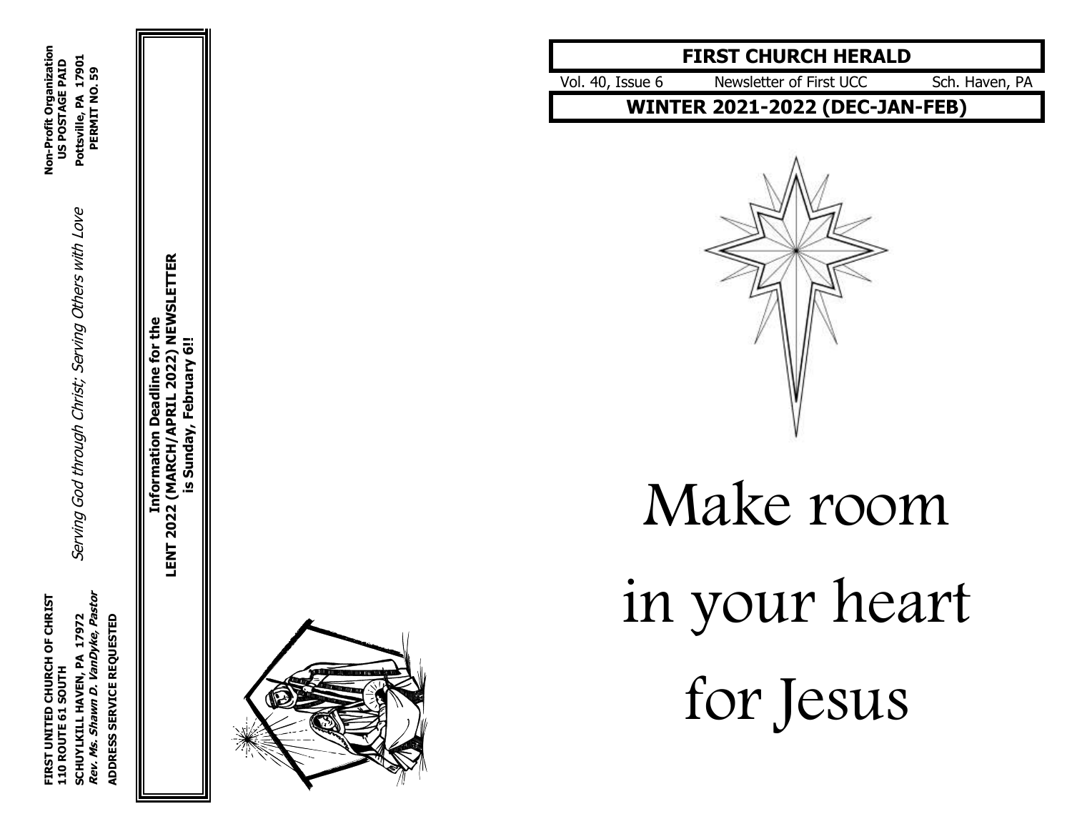**FIRST UNITED CHURCH OF CHRIST**
**110 ROUTE 61 SOUTH**
**SCHUYLKILL HAVEN, PA 17972**
***Rev. Ms. Shawn D. VanDyke, Pastor***

**ADDRESS SERVICE REQUESTED**

*Serving God through Christ; Serving Others with Love*

**Non-Profit Organization**
**US POSTAGE PAID**
**Pottsville, PA 17901**
**PERMIT NO. 59**

**Information Deadline for the**
**LENT 2022 (MARCH/APRIL 2022) NEWSLETTER**
**is Sunday, February 6!!**

# FIRST CHURCH HERALD

Vol. 40, Issue 6 | Newsletter of First UCC | Sch. Haven, PA

## WINTER 2021-2022 (DEC-JAN-FEB)

# Make room in your heart for Jesus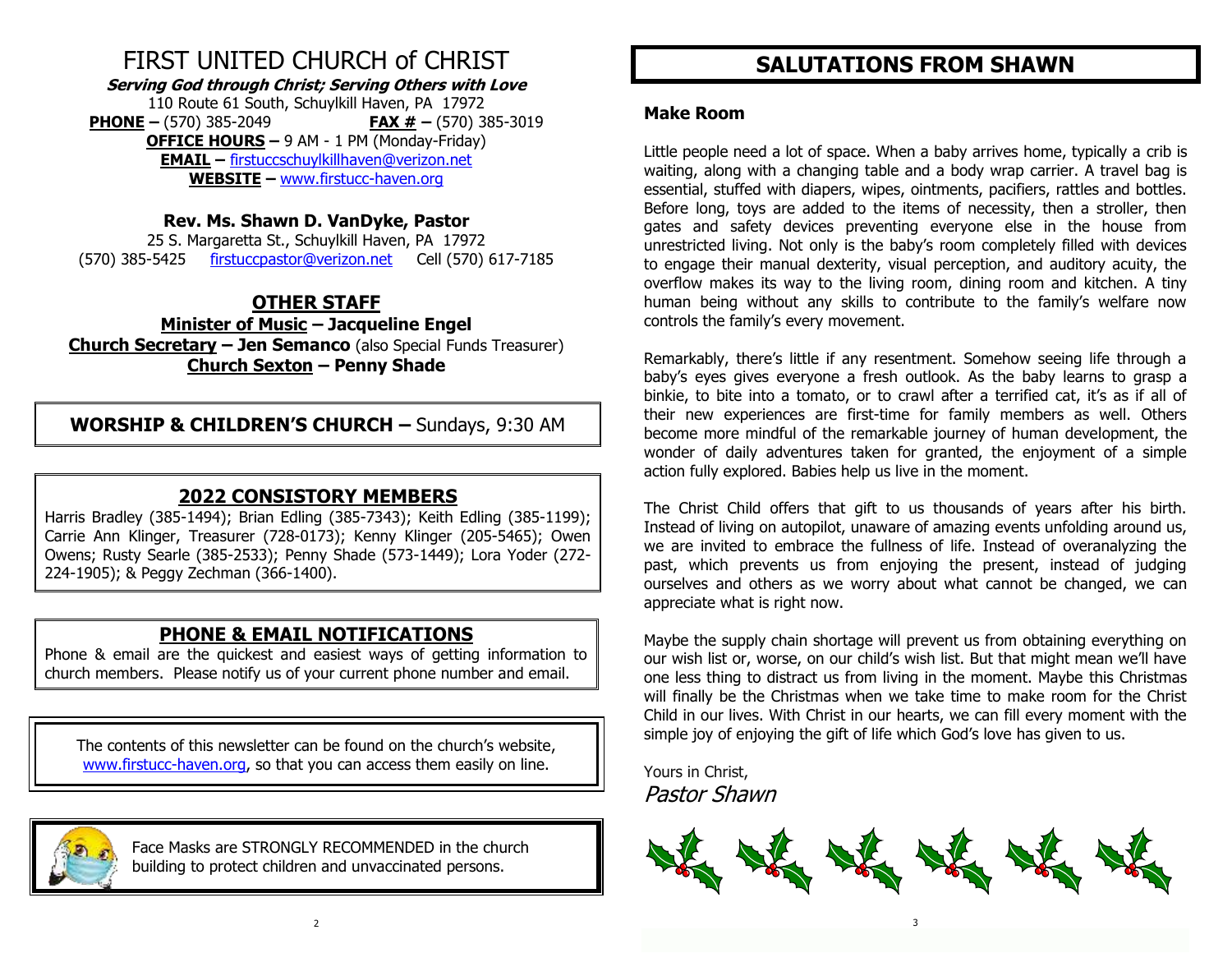# FIRST UNITED CHURCH of CHRIST

***Serving God through Christ; Serving Others with Love***

110 Route 61 South, Schuylkill Haven, PA 17972

**PHONE –** (570) 385-2049 **FAX # –** (570) 385-3019

**OFFICE HOURS –** 9 AM - 1 PM (Monday-Friday)

**EMAIL –** firstuccschuylkillhaven@verizon.net

**WEBSITE –** www.firstucc-haven.org

**Rev. Ms. Shawn D. VanDyke, Pastor**

25 S. Margaretta St., Schuylkill Haven, PA 17972

(570) 385-5425 firstuccpastor@verizon.net Cell (570) 617-7185

## OTHER STAFF

**Minister of Music – Jacqueline Engel**

**Church Secretary – Jen Semanco** (also Special Funds Treasurer)

**Church Sexton – Penny Shade**

**WORSHIP & CHILDREN'S CHURCH –** Sundays, 9:30 AM

## 2022 CONSISTORY MEMBERS

Harris Bradley (385-1494); Brian Edling (385-7343); Keith Edling (385-1199); Carrie Ann Klinger, Treasurer (728-0173); Kenny Klinger (205-5465); Owen Owens; Rusty Searle (385-2533); Penny Shade (573-1449); Lora Yoder (272-224-1905); & Peggy Zechman (366-1400).

## PHONE & EMAIL NOTIFICATIONS

Phone & email are the quickest and easiest ways of getting information to church members. Please notify us of your current phone number and email.

The contents of this newsletter can be found on the church's website, www.firstucc-haven.org, so that you can access them easily on line.

Face Masks are STRONGLY RECOMMENDED in the church building to protect children and unvaccinated persons.

# SALUTATIONS FROM SHAWN

### Make Room

Little people need a lot of space. When a baby arrives home, typically a crib is waiting, along with a changing table and a body wrap carrier. A travel bag is essential, stuffed with diapers, wipes, ointments, pacifiers, rattles and bottles. Before long, toys are added to the items of necessity, then a stroller, then gates and safety devices preventing everyone else in the house from unrestricted living. Not only is the baby's room completely filled with devices to engage their manual dexterity, visual perception, and auditory acuity, the overflow makes its way to the living room, dining room and kitchen. A tiny human being without any skills to contribute to the family's welfare now controls the family's every movement.

Remarkably, there's little if any resentment. Somehow seeing life through a baby's eyes gives everyone a fresh outlook. As the baby learns to grasp a binkie, to bite into a tomato, or to crawl after a terrified cat, it's as if all of their new experiences are first-time for family members as well. Others become more mindful of the remarkable journey of human development, the wonder of daily adventures taken for granted, the enjoyment of a simple action fully explored. Babies help us live in the moment.

The Christ Child offers that gift to us thousands of years after his birth. Instead of living on autopilot, unaware of amazing events unfolding around us, we are invited to embrace the fullness of life. Instead of overanalyzing the past, which prevents us from enjoying the present, instead of judging ourselves and others as we worry about what cannot be changed, we can appreciate what is right now.

Maybe the supply chain shortage will prevent us from obtaining everything on our wish list or, worse, on our child's wish list. But that might mean we'll have one less thing to distract us from living in the moment. Maybe this Christmas will finally be the Christmas when we take time to make room for the Christ Child in our lives. With Christ in our hearts, we can fill every moment with the simple joy of enjoying the gift of life which God's love has given to us.

Yours in Christ,

*Pastor Shawn*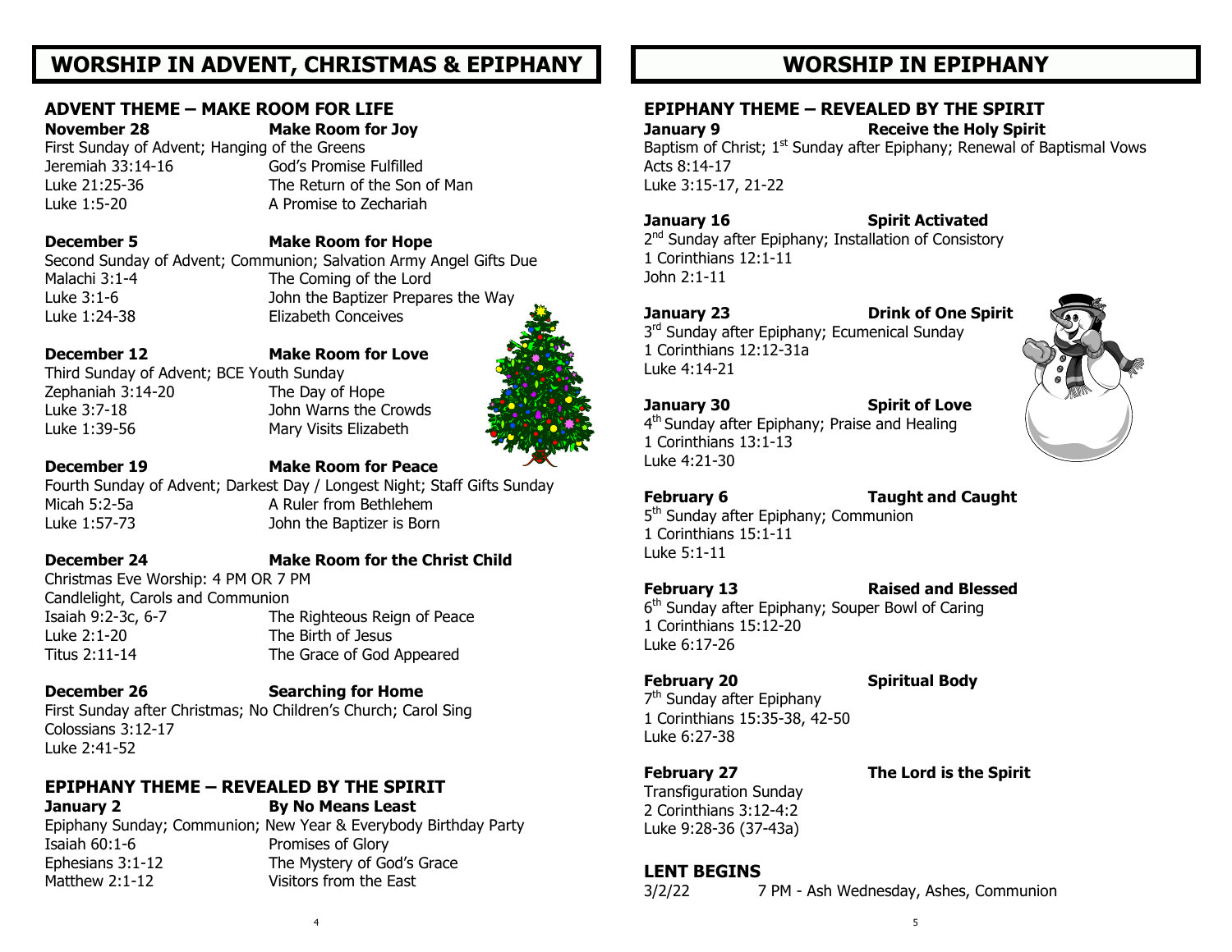# WORSHIP IN ADVENT, CHRISTMAS & EPIPHANY

## ADVENT THEME – MAKE ROOM FOR LIFE

**November 28** — **Make Room for Joy**
First Sunday of Advent; Hanging of the Greens

| | |
|---|---|
| Jeremiah 33:14-16 | God's Promise Fulfilled |
| Luke 21:25-36 | The Return of the Son of Man |
| Luke 1:5-20 | A Promise to Zechariah |

**December 5** — **Make Room for Hope**
Second Sunday of Advent; Communion; Salvation Army Angel Gifts Due

| | |
|---|---|
| Malachi 3:1-4 | The Coming of the Lord |
| Luke 3:1-6 | John the Baptizer Prepares the Way |
| Luke 1:24-38 | Elizabeth Conceives |

**December 12** — **Make Room for Love**
Third Sunday of Advent; BCE Youth Sunday

| | |
|---|---|
| Zephaniah 3:14-20 | The Day of Hope |
| Luke 3:7-18 | John Warns the Crowds |
| Luke 1:39-56 | Mary Visits Elizabeth |

**December 19** — **Make Room for Peace**
Fourth Sunday of Advent; Darkest Day / Longest Night; Staff Gifts Sunday

| | |
|---|---|
| Micah 5:2-5a | A Ruler from Bethlehem |
| Luke 1:57-73 | John the Baptizer is Born |

**December 24** — **Make Room for the Christ Child**
Christmas Eve Worship: 4 PM OR 7 PM
Candlelight, Carols and Communion

| | |
|---|---|
| Isaiah 9:2-3c, 6-7 | The Righteous Reign of Peace |
| Luke 2:1-20 | The Birth of Jesus |
| Titus 2:11-14 | The Grace of God Appeared |

**December 26** — **Searching for Home**
First Sunday after Christmas; No Children's Church; Carol Sing
Colossians 3:12-17
Luke 2:41-52

## EPIPHANY THEME – REVEALED BY THE SPIRIT

**January 2** — **By No Means Least**
Epiphany Sunday; Communion; New Year & Everybody Birthday Party

| | |
|---|---|
| Isaiah 60:1-6 | Promises of Glory |
| Ephesians 3:1-12 | The Mystery of God's Grace |
| Matthew 2:1-12 | Visitors from the East |

# WORSHIP IN EPIPHANY

## EPIPHANY THEME – REVEALED BY THE SPIRIT

**January 9** — **Receive the Holy Spirit**
Baptism of Christ; 1st Sunday after Epiphany; Renewal of Baptismal Vows
Acts 8:14-17
Luke 3:15-17, 21-22

**January 16** — **Spirit Activated**
2nd Sunday after Epiphany; Installation of Consistory
1 Corinthians 12:1-11
John 2:1-11

**January 23** — **Drink of One Spirit**
3rd Sunday after Epiphany; Ecumenical Sunday
1 Corinthians 12:12-31a
Luke 4:14-21

**January 30** — **Spirit of Love**
4th Sunday after Epiphany; Praise and Healing
1 Corinthians 13:1-13
Luke 4:21-30

**February 6** — **Taught and Caught**
5th Sunday after Epiphany; Communion
1 Corinthians 15:1-11
Luke 5:1-11

**February 13** — **Raised and Blessed**
6th Sunday after Epiphany; Souper Bowl of Caring
1 Corinthians 15:12-20
Luke 6:17-26

**February 20** — **Spiritual Body**
7th Sunday after Epiphany
1 Corinthians 15:35-38, 42-50
Luke 6:27-38

**February 27** — **The Lord is the Spirit**
Transfiguration Sunday
2 Corinthians 3:12-4:2
Luke 9:28-36 (37-43a)

## LENT BEGINS

3/2/22 — 7 PM - Ash Wednesday, Ashes, Communion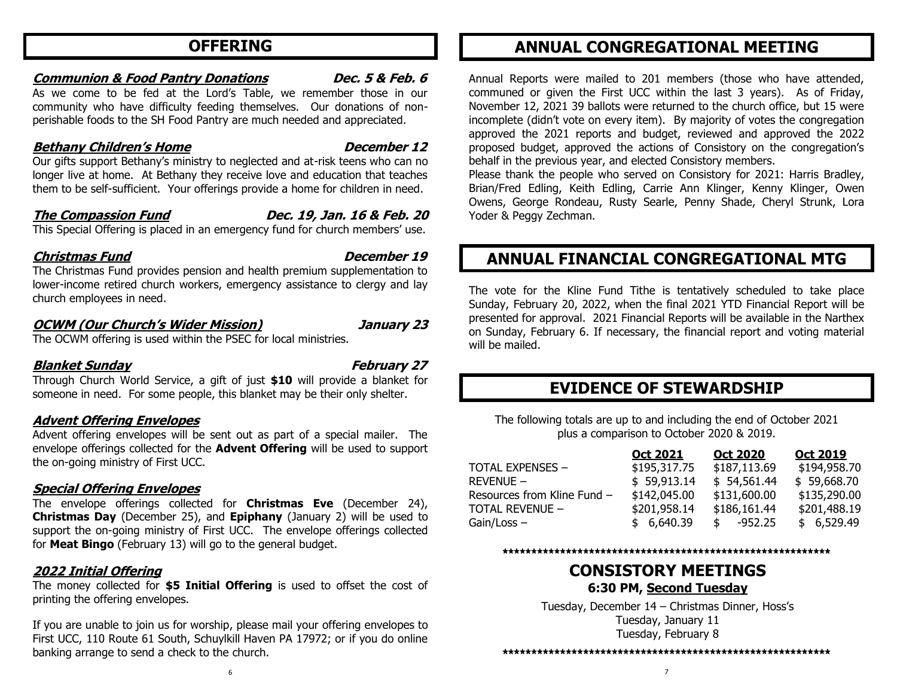# OFFERING

***Communion & Food Pantry Donations*** — ***Dec. 5 & Feb. 6***

As we come to be fed at the Lord's Table, we remember those in our community who have difficulty feeding themselves. Our donations of non-perishable foods to the SH Food Pantry are much needed and appreciated.

***Bethany Children's Home*** — ***December 12***

Our gifts support Bethany's ministry to neglected and at-risk teens who can no longer live at home. At Bethany they receive love and education that teaches them to be self-sufficient. Your offerings provide a home for children in need.

***The Compassion Fund*** — ***Dec. 19, Jan. 16 & Feb. 20***

This Special Offering is placed in an emergency fund for church members' use.

***Christmas Fund*** — ***December 19***

The Christmas Fund provides pension and health premium supplementation to lower-income retired church workers, emergency assistance to clergy and lay church employees in need.

***OCWM (Our Church's Wider Mission)*** — ***January 23***

The OCWM offering is used within the PSEC for local ministries.

***Blanket Sunday*** — ***February 27***

Through Church World Service, a gift of just **$10** will provide a blanket for someone in need. For some people, this blanket may be their only shelter.

***Advent Offering Envelopes***

Advent offering envelopes will be sent out as part of a special mailer. The envelope offerings collected for the **Advent Offering** will be used to support the on-going ministry of First UCC.

***Special Offering Envelopes***

The envelope offerings collected for **Christmas Eve** (December 24), **Christmas Day** (December 25), and **Epiphany** (January 2) will be used to support the on-going ministry of First UCC. The envelope offerings collected for **Meat Bingo** (February 13) will go to the general budget.

***2022 Initial Offering***

The money collected for **$5 Initial Offering** is used to offset the cost of printing the offering envelopes.

If you are unable to join us for worship, please mail your offering envelopes to First UCC, 110 Route 61 South, Schuylkill Haven PA 17972; or if you do online banking arrange to send a check to the church.

# ANNUAL CONGREGATIONAL MEETING

Annual Reports were mailed to 201 members (those who have attended, communed or given the First UCC within the last 3 years). As of Friday, November 12, 2021 39 ballots were returned to the church office, but 15 were incomplete (didn't vote on every item). By majority of votes the congregation approved the 2021 reports and budget, reviewed and approved the 2022 proposed budget, approved the actions of Consistory on the congregation's behalf in the previous year, and elected Consistory members.

Please thank the people who served on Consistory for 2021: Harris Bradley, Brian/Fred Edling, Keith Edling, Carrie Ann Klinger, Kenny Klinger, Owen Owens, George Rondeau, Rusty Searle, Penny Shade, Cheryl Strunk, Lora Yoder & Peggy Zechman.

# ANNUAL FINANCIAL CONGREGATIONAL MTG

The vote for the Kline Fund Tithe is tentatively scheduled to take place Sunday, February 20, 2022, when the final 2021 YTD Financial Report will be presented for approval. 2021 Financial Reports will be available in the Narthex on Sunday, February 6. If necessary, the financial report and voting material will be mailed.

# EVIDENCE OF STEWARDSHIP

The following totals are up to and including the end of October 2021 plus a comparison to October 2020 & 2019.

| | Oct 2021 | Oct 2020 | Oct 2019 |
|---|---|---|---|
| TOTAL EXPENSES – | $195,317.75 | $187,113.69 | $194,958.70 |
| REVENUE – | $ 59,913.14 | $ 54,561.44 | $ 59,668.70 |
| Resources from Kline Fund – | $142,045.00 | $131,600.00 | $135,290.00 |
| TOTAL REVENUE – | $201,958.14 | $186,161.44 | $201,488.19 |
| Gain/Loss – | $ 6,640.39 | $ -952.25 | $ 6,529.49 |

************************************************************

# CONSISTORY MEETINGS

**6:30 PM, Second Tuesday**

Tuesday, December 14 – Christmas Dinner, Hoss's
Tuesday, January 11
Tuesday, February 8

************************************************************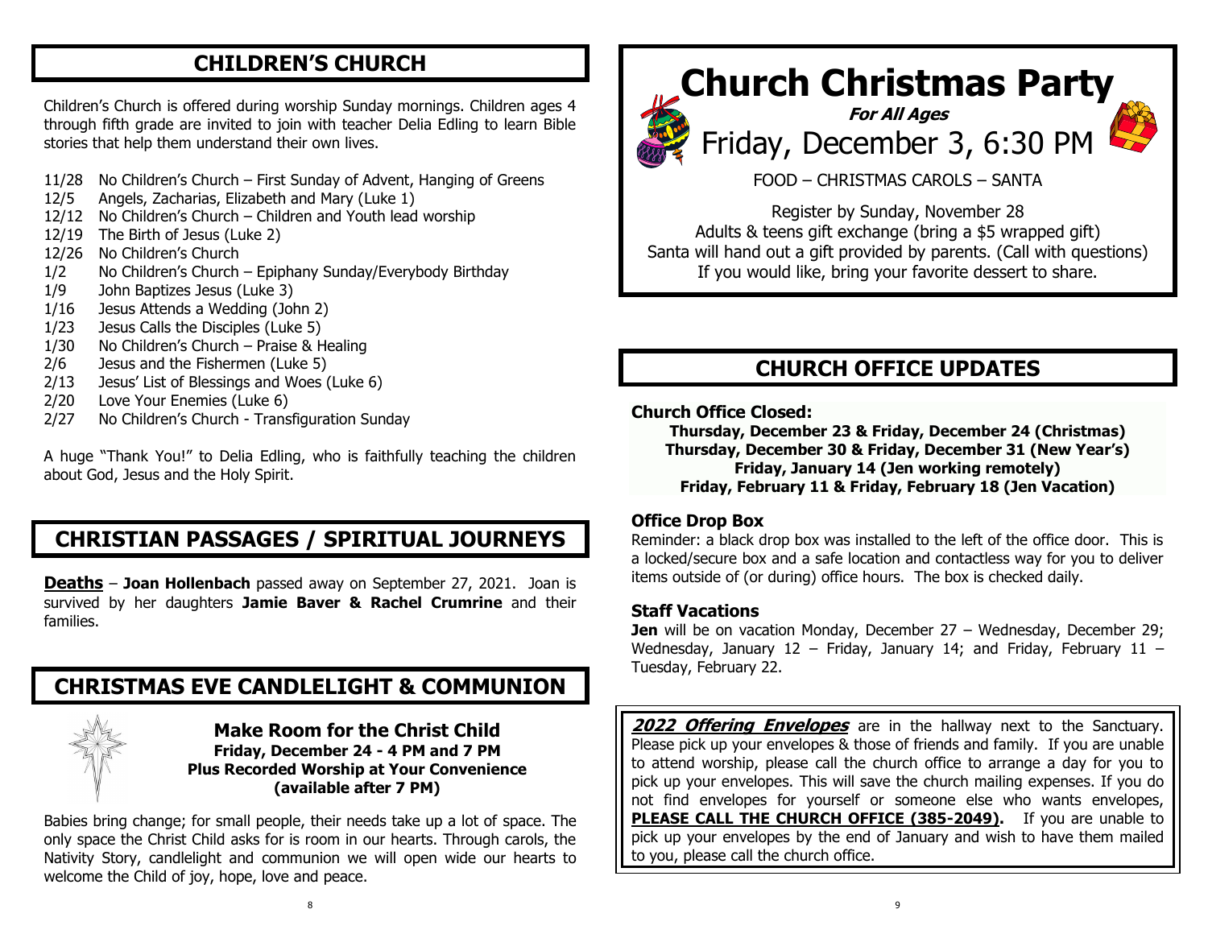## CHILDREN'S CHURCH

Children's Church is offered during worship Sunday mornings. Children ages 4 through fifth grade are invited to join with teacher Delia Edling to learn Bible stories that help them understand their own lives.

- 11/28 No Children's Church – First Sunday of Advent, Hanging of Greens
- 12/5 Angels, Zacharias, Elizabeth and Mary (Luke 1)
- 12/12 No Children's Church – Children and Youth lead worship
- 12/19 The Birth of Jesus (Luke 2)
- 12/26 No Children's Church
- 1/2 No Children's Church – Epiphany Sunday/Everybody Birthday
- 1/9 John Baptizes Jesus (Luke 3)
- 1/16 Jesus Attends a Wedding (John 2)
- 1/23 Jesus Calls the Disciples (Luke 5)
- 1/30 No Children's Church – Praise & Healing
- 2/6 Jesus and the Fishermen (Luke 5)
- 2/13 Jesus' List of Blessings and Woes (Luke 6)
- 2/20 Love Your Enemies (Luke 6)
- 2/27 No Children's Church - Transfiguration Sunday

A huge "Thank You!" to Delia Edling, who is faithfully teaching the children about God, Jesus and the Holy Spirit.

## CHRISTIAN PASSAGES / SPIRITUAL JOURNEYS

**Deaths** – **Joan Hollenbach** passed away on September 27, 2021. Joan is survived by her daughters **Jamie Baver & Rachel Crumrine** and their families.

## CHRISTMAS EVE CANDLELIGHT & COMMUNION

**Make Room for the Christ Child**
**Friday, December 24 - 4 PM and 7 PM**
**Plus Recorded Worship at Your Convenience (available after 7 PM)**

Babies bring change; for small people, their needs take up a lot of space. The only space the Christ Child asks for is room in our hearts. Through carols, the Nativity Story, candlelight and communion we will open wide our hearts to welcome the Child of joy, hope, love and peace.

# Church Christmas Party

***For All Ages***

Friday, December 3, 6:30 PM

FOOD – CHRISTMAS CAROLS – SANTA

Register by Sunday, November 28
Adults & teens gift exchange (bring a $5 wrapped gift)
Santa will hand out a gift provided by parents. (Call with questions)
If you would like, bring your favorite dessert to share.

## CHURCH OFFICE UPDATES

**Church Office Closed:**

**Thursday, December 23 & Friday, December 24 (Christmas)**
**Thursday, December 30 & Friday, December 31 (New Year's)**
**Friday, January 14 (Jen working remotely)**
**Friday, February 11 & Friday, February 18 (Jen Vacation)**

**Office Drop Box**

Reminder: a black drop box was installed to the left of the office door. This is a locked/secure box and a safe location and contactless way for you to deliver items outside of (or during) office hours. The box is checked daily.

**Staff Vacations**

**Jen** will be on vacation Monday, December 27 – Wednesday, December 29; Wednesday, January 12 – Friday, January 14; and Friday, February 11 – Tuesday, February 22.

***2022 Offering Envelopes*** are in the hallway next to the Sanctuary. Please pick up your envelopes & those of friends and family. If you are unable to attend worship, please call the church office to arrange a day for you to pick up your envelopes. This will save the church mailing expenses. If you do not find envelopes for yourself or someone else who wants envelopes, **PLEASE CALL THE CHURCH OFFICE (385-2049).** If you are unable to pick up your envelopes by the end of January and wish to have them mailed to you, please call the church office.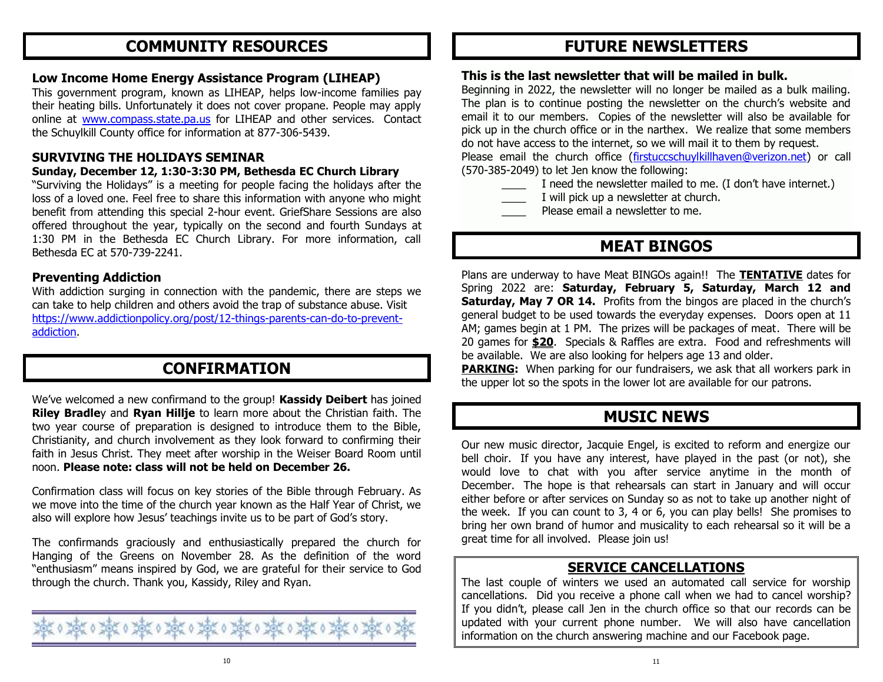## COMMUNITY RESOURCES

### Low Income Home Energy Assistance Program (LIHEAP)

This government program, known as LIHEAP, helps low-income families pay their heating bills. Unfortunately it does not cover propane. People may apply online at www.compass.state.pa.us for LIHEAP and other services. Contact the Schuylkill County office for information at 877-306-5439.

### SURVIVING THE HOLIDAYS SEMINAR

**Sunday, December 12, 1:30-3:30 PM, Bethesda EC Church Library**

"Surviving the Holidays" is a meeting for people facing the holidays after the loss of a loved one. Feel free to share this information with anyone who might benefit from attending this special 2-hour event. GriefShare Sessions are also offered throughout the year, typically on the second and fourth Sundays at 1:30 PM in the Bethesda EC Church Library. For more information, call Bethesda EC at 570-739-2241.

### Preventing Addiction

With addiction surging in connection with the pandemic, there are steps we can take to help children and others avoid the trap of substance abuse. Visit https://www.addictionpolicy.org/post/12-things-parents-can-do-to-prevent-addiction.

## CONFIRMATION

We've welcomed a new confirmand to the group! **Kassidy Deibert** has joined **Riley Bradley** and **Ryan Hillje** to learn more about the Christian faith. The two year course of preparation is designed to introduce them to the Bible, Christianity, and church involvement as they look forward to confirming their faith in Jesus Christ. They meet after worship in the Weiser Board Room until noon. **Please note: class will not be held on December 26.**

Confirmation class will focus on key stories of the Bible through February. As we move into the time of the church year known as the Half Year of Christ, we also will explore how Jesus' teachings invite us to be part of God's story.

The confirmands graciously and enthusiastically prepared the church for Hanging of the Greens on November 28. As the definition of the word "enthusiasm" means inspired by God, we are grateful for their service to God through the church. Thank you, Kassidy, Riley and Ryan.

## FUTURE NEWSLETTERS

**This is the last newsletter that will be mailed in bulk.**

Beginning in 2022, the newsletter will no longer be mailed as a bulk mailing. The plan is to continue posting the newsletter on the church's website and email it to our members. Copies of the newsletter will also be available for pick up in the church office or in the narthex. We realize that some members do not have access to the internet, so we will mail it to them by request.

Please email the church office (firstuccschuylkillhaven@verizon.net) or call (570-385-2049) to let Jen know the following:

____ I need the newsletter mailed to me. (I don't have internet.)

____ I will pick up a newsletter at church.

____ Please email a newsletter to me.

## MEAT BINGOS

Plans are underway to have Meat BINGOs again!! The **TENTATIVE** dates for Spring 2022 are: **Saturday, February 5, Saturday, March 12 and Saturday, May 7 OR 14.** Profits from the bingos are placed in the church's general budget to be used towards the everyday expenses. Doors open at 11 AM; games begin at 1 PM. The prizes will be packages of meat. There will be 20 games for **$20**. Specials & Raffles are extra. Food and refreshments will be available. We are also looking for helpers age 13 and older.

**PARKING:** When parking for our fundraisers, we ask that all workers park in the upper lot so the spots in the lower lot are available for our patrons.

## MUSIC NEWS

Our new music director, Jacquie Engel, is excited to reform and energize our bell choir. If you have any interest, have played in the past (or not), she would love to chat with you after service anytime in the month of December. The hope is that rehearsals can start in January and will occur either before or after services on Sunday so as not to take up another night of the week. If you can count to 3, 4 or 6, you can play bells! She promises to bring her own brand of humor and musicality to each rehearsal so it will be a great time for all involved. Please join us!

## SERVICE CANCELLATIONS

The last couple of winters we used an automated call service for worship cancellations. Did you receive a phone call when we had to cancel worship? If you didn't, please call Jen in the church office so that our records can be updated with your current phone number. We will also have cancellation information on the church answering machine and our Facebook page.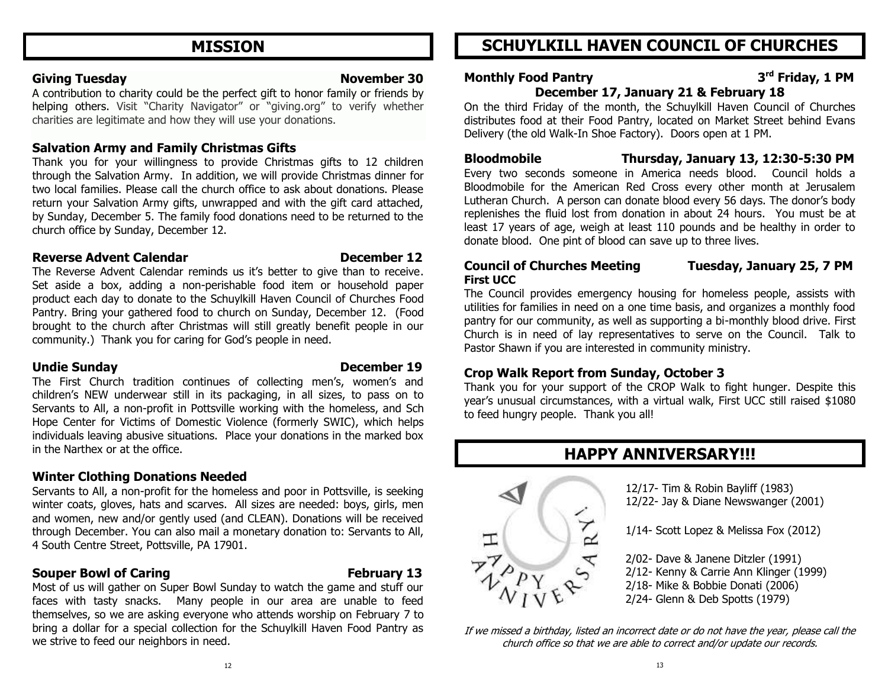## MISSION

### Giving Tuesday — November 30

A contribution to charity could be the perfect gift to honor family or friends by helping others. Visit "Charity Navigator" or "giving.org" to verify whether charities are legitimate and how they will use your donations.

### Salvation Army and Family Christmas Gifts

Thank you for your willingness to provide Christmas gifts to 12 children through the Salvation Army. In addition, we will provide Christmas dinner for two local families. Please call the church office to ask about donations. Please return your Salvation Army gifts, unwrapped and with the gift card attached, by Sunday, December 5. The family food donations need to be returned to the church office by Sunday, December 12.

### Reverse Advent Calendar — December 12

The Reverse Advent Calendar reminds us it's better to give than to receive. Set aside a box, adding a non-perishable food item or household paper product each day to donate to the Schuylkill Haven Council of Churches Food Pantry. Bring your gathered food to church on Sunday, December 12. (Food brought to the church after Christmas will still greatly benefit people in our community.) Thank you for caring for God's people in need.

### Undie Sunday — December 19

The First Church tradition continues of collecting men's, women's and children's NEW underwear still in its packaging, in all sizes, to pass on to Servants to All, a non-profit in Pottsville working with the homeless, and Sch Hope Center for Victims of Domestic Violence (formerly SWIC), which helps individuals leaving abusive situations. Place your donations in the marked box in the Narthex or at the office.

### Winter Clothing Donations Needed

Servants to All, a non-profit for the homeless and poor in Pottsville, is seeking winter coats, gloves, hats and scarves. All sizes are needed: boys, girls, men and women, new and/or gently used (and CLEAN). Donations will be received through December. You can also mail a monetary donation to: Servants to All, 4 South Centre Street, Pottsville, PA 17901.

### Souper Bowl of Caring — February 13

Most of us will gather on Super Bowl Sunday to watch the game and stuff our faces with tasty snacks. Many people in our area are unable to feed themselves, so we are asking everyone who attends worship on February 7 to bring a dollar for a special collection for the Schuylkill Haven Food Pantry as we strive to feed our neighbors in need.

## SCHUYLKILL HAVEN COUNCIL OF CHURCHES

### Monthly Food Pantry — 3rd Friday, 1 PM

**December 17, January 21 & February 18**

On the third Friday of the month, the Schuylkill Haven Council of Churches distributes food at their Food Pantry, located on Market Street behind Evans Delivery (the old Walk-In Shoe Factory). Doors open at 1 PM.

### Bloodmobile — Thursday, January 13, 12:30-5:30 PM

Every two seconds someone in America needs blood. Council holds a Bloodmobile for the American Red Cross every other month at Jerusalem Lutheran Church. A person can donate blood every 56 days. The donor's body replenishes the fluid lost from donation in about 24 hours. You must be at least 17 years of age, weigh at least 110 pounds and be healthy in order to donate blood. One pint of blood can save up to three lives.

### Council of Churches Meeting — Tuesday, January 25, 7 PM

**First UCC**

The Council provides emergency housing for homeless people, assists with utilities for families in need on a one time basis, and organizes a monthly food pantry for our community, as well as supporting a bi-monthly blood drive. First Church is in need of lay representatives to serve on the Council. Talk to Pastor Shawn if you are interested in community ministry.

### Crop Walk Report from Sunday, October 3

Thank you for your support of the CROP Walk to fight hunger. Despite this year's unusual circumstances, with a virtual walk, First UCC still raised $1080 to feed hungry people. Thank you all!

## HAPPY ANNIVERSARY!!!

12/17- Tim & Robin Bayliff (1983)
12/22- Jay & Diane Newswanger (2001)

1/14- Scott Lopez & Melissa Fox (2012)

2/02- Dave & Janene Ditzler (1991)
2/12- Kenny & Carrie Ann Klinger (1999)
2/18- Mike & Bobbie Donati (2006)
2/24- Glenn & Deb Spotts (1979)

*If we missed a birthday, listed an incorrect date or do not have the year, please call the church office so that we are able to correct and/or update our records.*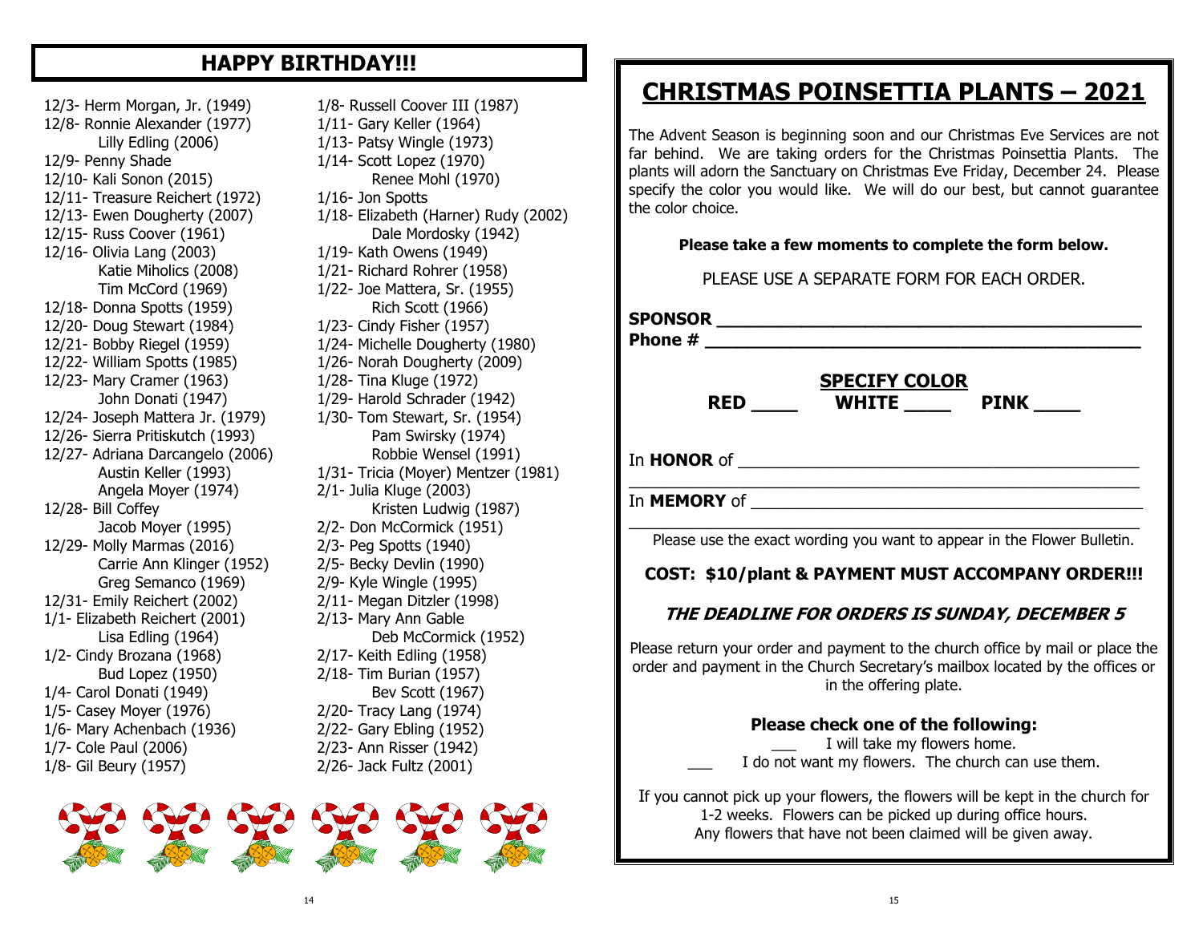## HAPPY BIRTHDAY!!!

12/3- Herm Morgan, Jr. (1949)
12/8- Ronnie Alexander (1977)
Lilly Edling (2006)
12/9- Penny Shade
12/10- Kali Sonon (2015)
12/11- Treasure Reichert (1972)
12/13- Ewen Dougherty (2007)
12/15- Russ Coover (1961)
12/16- Olivia Lang (2003)
Katie Miholics (2008)
Tim McCord (1969)
12/18- Donna Spotts (1959)
12/20- Doug Stewart (1984)
12/21- Bobby Riegel (1959)
12/22- William Spotts (1985)
12/23- Mary Cramer (1963)
John Donati (1947)
12/24- Joseph Mattera Jr. (1979)
12/26- Sierra Pritiskutch (1993)
12/27- Adriana Darcangelo (2006)
Austin Keller (1993)
Angela Moyer (1974)
12/28- Bill Coffey
Jacob Moyer (1995)
12/29- Molly Marmas (2016)
Carrie Ann Klinger (1952)
Greg Semanco (1969)
12/31- Emily Reichert (2002)
1/1- Elizabeth Reichert (2001)
Lisa Edling (1964)
1/2- Cindy Brozana (1968)
Bud Lopez (1950)
1/4- Carol Donati (1949)
1/5- Casey Moyer (1976)
1/6- Mary Achenbach (1936)
1/7- Cole Paul (2006)
1/8- Gil Beury (1957)
1/8- Russell Coover III (1987)
1/11- Gary Keller (1964)
1/13- Patsy Wingle (1973)
1/14- Scott Lopez (1970)
Renee Mohl (1970)
1/16- Jon Spotts
1/18- Elizabeth (Harner) Rudy (2002)
Dale Mordosky (1942)
1/19- Kath Owens (1949)
1/21- Richard Rohrer (1958)
1/22- Joe Mattera, Sr. (1955)
Rich Scott (1966)
1/23- Cindy Fisher (1957)
1/24- Michelle Dougherty (1980)
1/26- Norah Dougherty (2009)
1/28- Tina Kluge (1972)
1/29- Harold Schrader (1942)
1/30- Tom Stewart, Sr. (1954)
Pam Swirsky (1974)
Robbie Wensel (1991)
1/31- Tricia (Moyer) Mentzer (1981)
2/1- Julia Kluge (2003)
Kristen Ludwig (1987)
2/2- Don McCormick (1951)
2/3- Peg Spotts (1940)
2/5- Becky Devlin (1990)
2/9- Kyle Wingle (1995)
2/11- Megan Ditzler (1998)
2/13- Mary Ann Gable
Deb McCormick (1952)
2/17- Keith Edling (1958)
2/18- Tim Burian (1957)
Bev Scott (1967)
2/20- Tracy Lang (1974)
2/22- Gary Ebling (1952)
2/23- Ann Risser (1942)
2/26- Jack Fultz (2001)

# CHRISTMAS POINSETTIA PLANTS – 2021

The Advent Season is beginning soon and our Christmas Eve Services are not far behind. We are taking orders for the Christmas Poinsettia Plants. The plants will adorn the Sanctuary on Christmas Eve Friday, December 24. Please specify the color you would like. We will do our best, but cannot guarantee the color choice.

**Please take a few moments to complete the form below.**

PLEASE USE A SEPARATE FORM FOR EACH ORDER.

**SPONSOR** ________________________________________

**Phone #** ________________________________________

**SPECIFY COLOR**

**RED** ____ **WHITE** ____ **PINK** ____

In **HONOR** of ________________________________________

________________________________________

In **MEMORY** of ________________________________________

________________________________________

Please use the exact wording you want to appear in the Flower Bulletin.

**COST: $10/plant & PAYMENT MUST ACCOMPANY ORDER!!!**

***THE DEADLINE FOR ORDERS IS SUNDAY, DECEMBER 5***

Please return your order and payment to the church office by mail or place the order and payment in the Church Secretary's mailbox located by the offices or in the offering plate.

**Please check one of the following:**

___ I will take my flowers home.

___ I do not want my flowers. The church can use them.

If you cannot pick up your flowers, the flowers will be kept in the church for 1-2 weeks. Flowers can be picked up during office hours. Any flowers that have not been claimed will be given away.